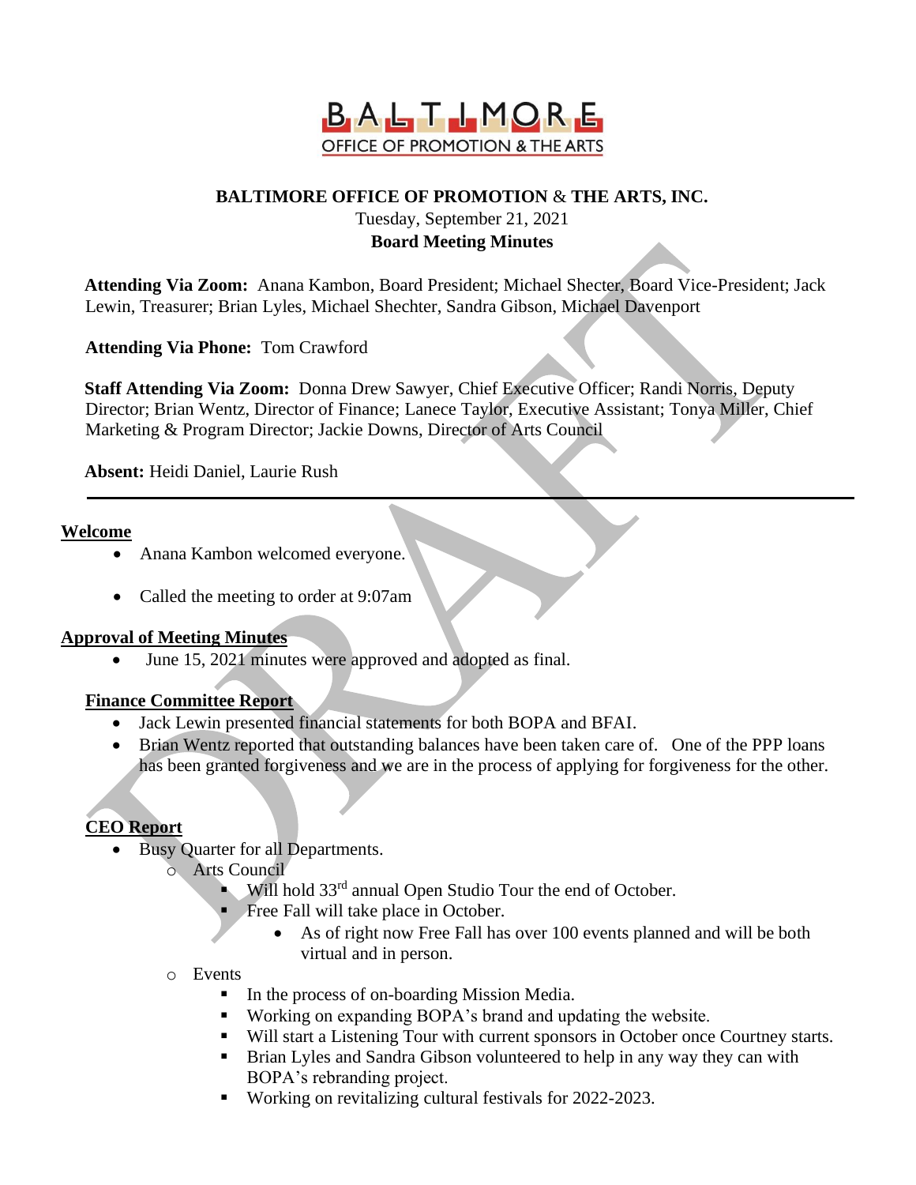# BALTIMORE OFFICE OF PROMOTION & THE ARTS, INC.

Tuesday, September 21, 2021

**Board Meeting Minutes**

**Attending Via Zoom:** Anana Kambon, Board President; Michael Shecter, Board Vice-President; Jack Lewin, Treasurer; Brian Lyles, Michael Shechter, Sandra Gibson, Michael Davenport

**Attending Via Phone:** Tom Crawford

**Staff Attending Via Zoom:** Donna Drew Sawyer, Chief Executive Officer; Randi Norris, Deputy Director; Brian Wentz, Director of Finance; Lanece Taylor, Executive Assistant; Tonya Miller, Chief Marketing & Program Director; Jackie Downs, Director of Arts Council

**Absent:** Heidi Daniel, Laurie Rush

---

## Welcome

- Anana Kambon welcomed everyone.
- Called the meeting to order at 9:07am

## Approval of Meeting Minutes

- June 15, 2021 minutes were approved and adopted as final.

## Finance Committee Report

- Jack Lewin presented financial statements for both BOPA and BFAI.
- Brian Wentz reported that outstanding balances have been taken care of. One of the PPP loans has been granted forgiveness and we are in the process of applying for forgiveness for the other.

## CEO Report

- Busy Quarter for all Departments.
  - Arts Council
    - Will hold 33rd annual Open Studio Tour the end of October.
    - Free Fall will take place in October.
      - As of right now Free Fall has over 100 events planned and will be both virtual and in person.
  - Events
    - In the process of on-boarding Mission Media.
    - Working on expanding BOPA's brand and updating the website.
    - Will start a Listening Tour with current sponsors in October once Courtney starts.
    - Brian Lyles and Sandra Gibson volunteered to help in any way they can with BOPA's rebranding project.
    - Working on revitalizing cultural festivals for 2022-2023.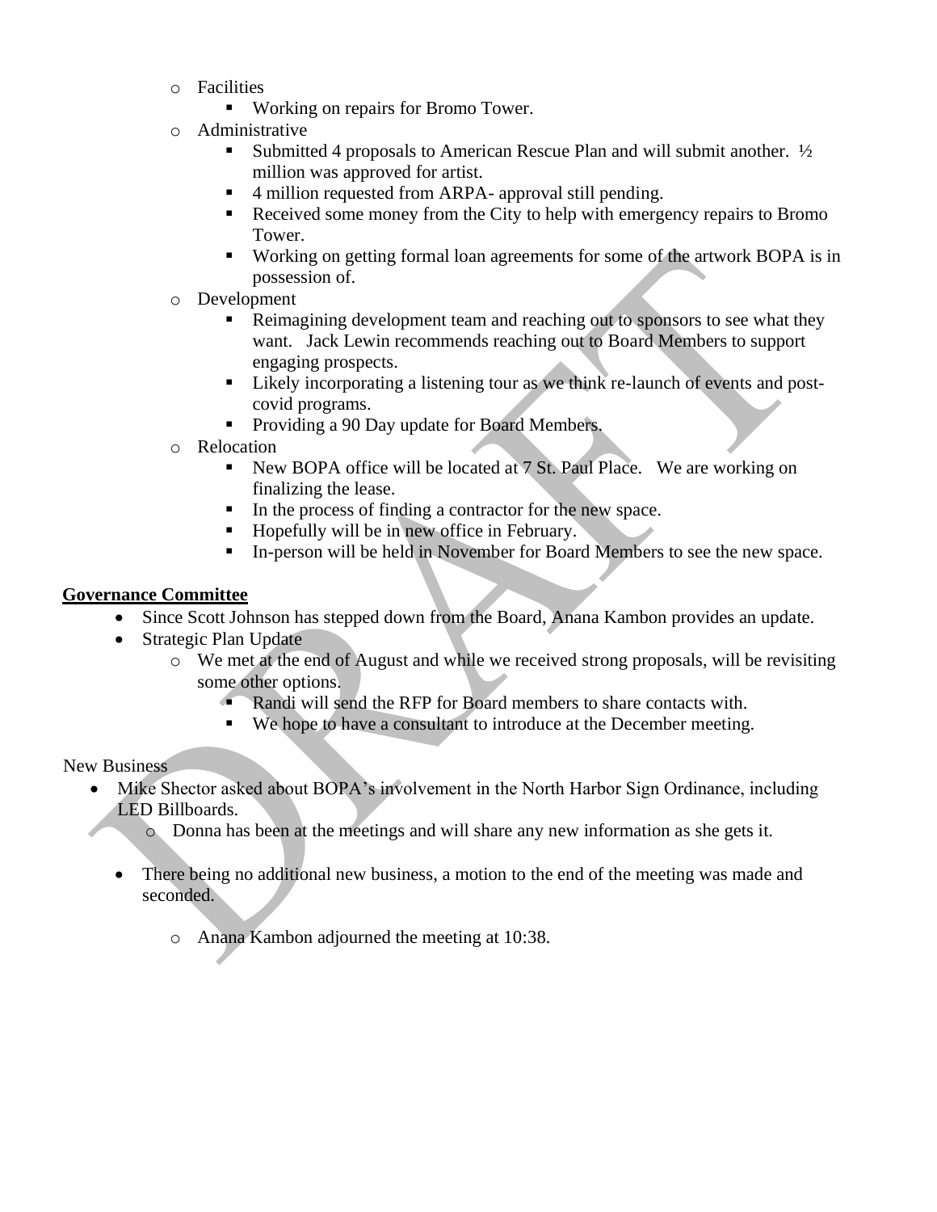- Facilities
  - Working on repairs for Bromo Tower.
- Administrative
  - Submitted 4 proposals to American Rescue Plan and will submit another. ½ million was approved for artist.
  - 4 million requested from ARPA- approval still pending.
  - Received some money from the City to help with emergency repairs to Bromo Tower.
  - Working on getting formal loan agreements for some of the artwork BOPA is in possession of.
- Development
  - Reimagining development team and reaching out to sponsors to see what they want. Jack Lewin recommends reaching out to Board Members to support engaging prospects.
  - Likely incorporating a listening tour as we think re-launch of events and post-covid programs.
  - Providing a 90 Day update for Board Members.
- Relocation
  - New BOPA office will be located at 7 St. Paul Place. We are working on finalizing the lease.
  - In the process of finding a contractor for the new space.
  - Hopefully will be in new office in February.
  - In-person will be held in November for Board Members to see the new space.

**Governance Committee**

- Since Scott Johnson has stepped down from the Board, Anana Kambon provides an update.
- Strategic Plan Update
  - We met at the end of August and while we received strong proposals, will be revisiting some other options.
    - Randi will send the RFP for Board members to share contacts with.
    - We hope to have a consultant to introduce at the December meeting.

New Business

- Mike Shector asked about BOPA's involvement in the North Harbor Sign Ordinance, including LED Billboards.
  - Donna has been at the meetings and will share any new information as she gets it.

- There being no additional new business, a motion to the end of the meeting was made and seconded.

  - Anana Kambon adjourned the meeting at 10:38.